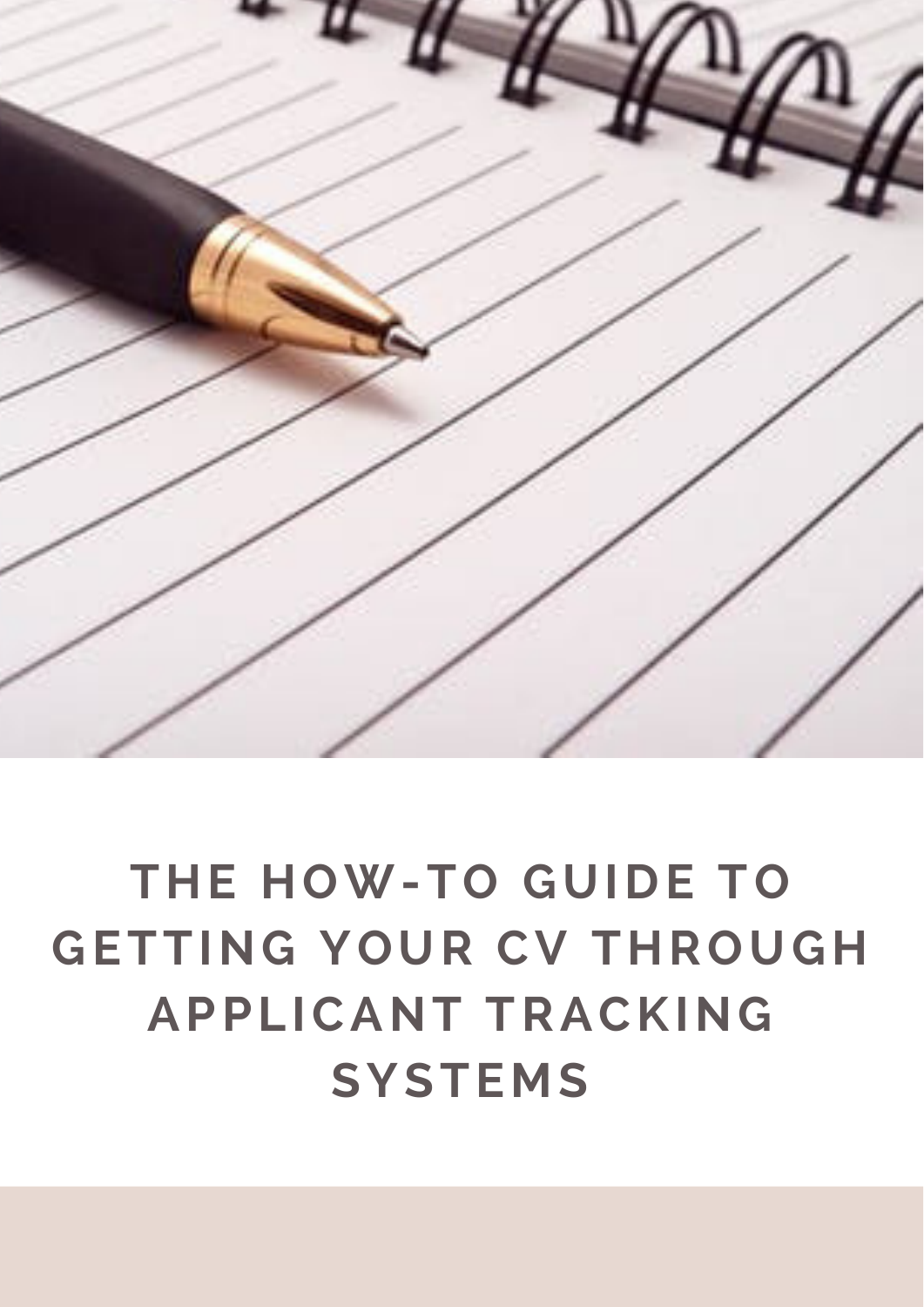# THE HOW-TO GUIDE TO GETTING YOUR CV THROUGH APPLICANT TRACKING SYSTEMS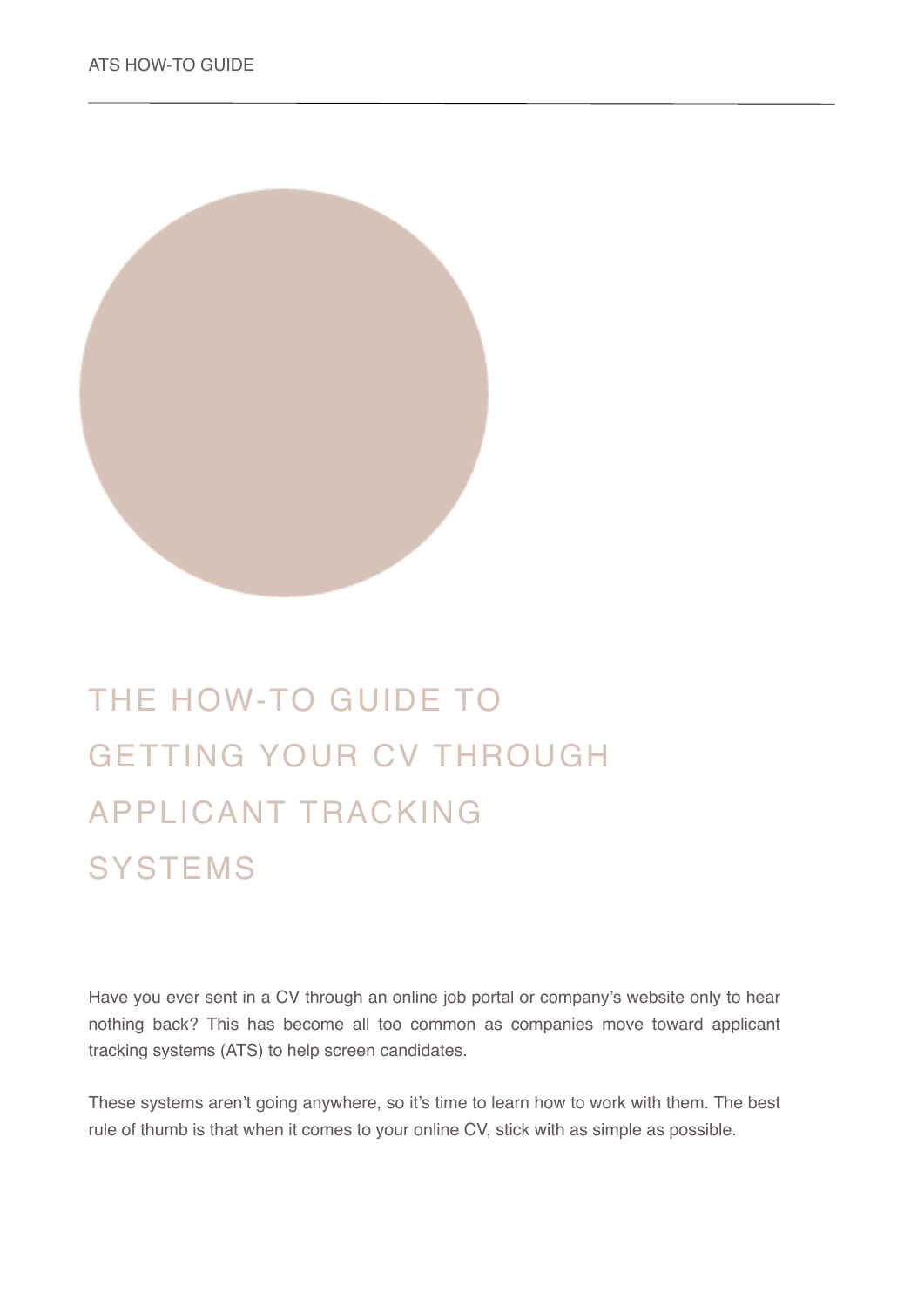# THE HOW-TO GUIDE TO GETTING YOUR CV THROUGH APPLICANT TRACKING SYSTEMS

Have you ever sent in a CV through an online job portal or company's website only to hear nothing back? This has become all too common as companies move toward applicant tracking systems (ATS) to help screen candidates.

These systems aren't going anywhere, so it's time to learn how to work with them. The best rule of thumb is that when it comes to your online CV, stick with as simple as possible.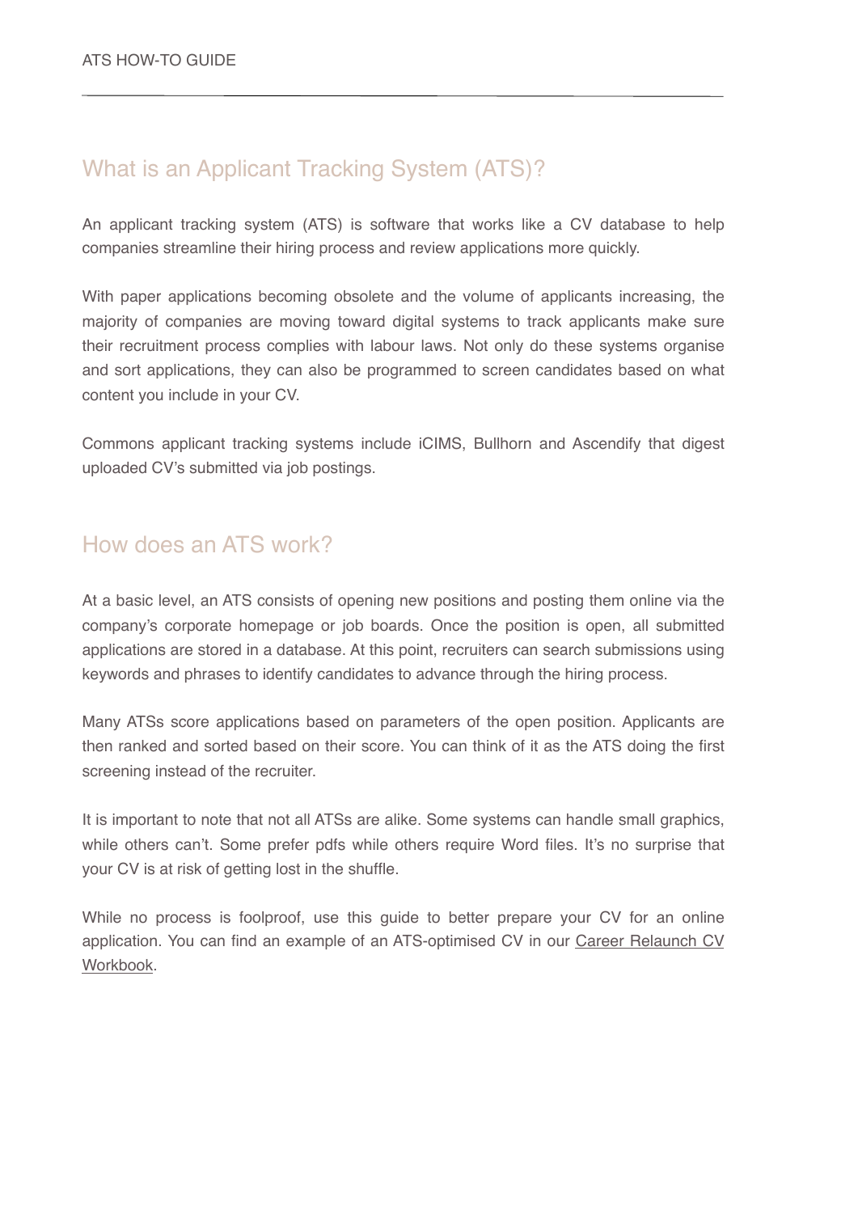## What is an Applicant Tracking System (ATS)?

An applicant tracking system (ATS) is software that works like a CV database to help companies streamline their hiring process and review applications more quickly.

With paper applications becoming obsolete and the volume of applicants increasing, the majority of companies are moving toward digital systems to track applicants make sure their recruitment process complies with labour laws. Not only do these systems organise and sort applications, they can also be programmed to screen candidates based on what content you include in your CV.

Commons applicant tracking systems include iCIMS, Bullhorn and Ascendify that digest uploaded CV's submitted via job postings.

## How does an ATS work?

At a basic level, an ATS consists of opening new positions and posting them online via the company's corporate homepage or job boards. Once the position is open, all submitted applications are stored in a database. At this point, recruiters can search submissions using keywords and phrases to identify candidates to advance through the hiring process.

Many ATSs score applications based on parameters of the open position. Applicants are then ranked and sorted based on their score. You can think of it as the ATS doing the first screening instead of the recruiter.

It is important to note that not all ATSs are alike. Some systems can handle small graphics, while others can't. Some prefer pdfs while others require Word files. It's no surprise that your CV is at risk of getting lost in the shuffle.

While no process is foolproof, use this guide to better prepare your CV for an online application. You can find an example of an ATS-optimised CV in our Career Relaunch CV Workbook.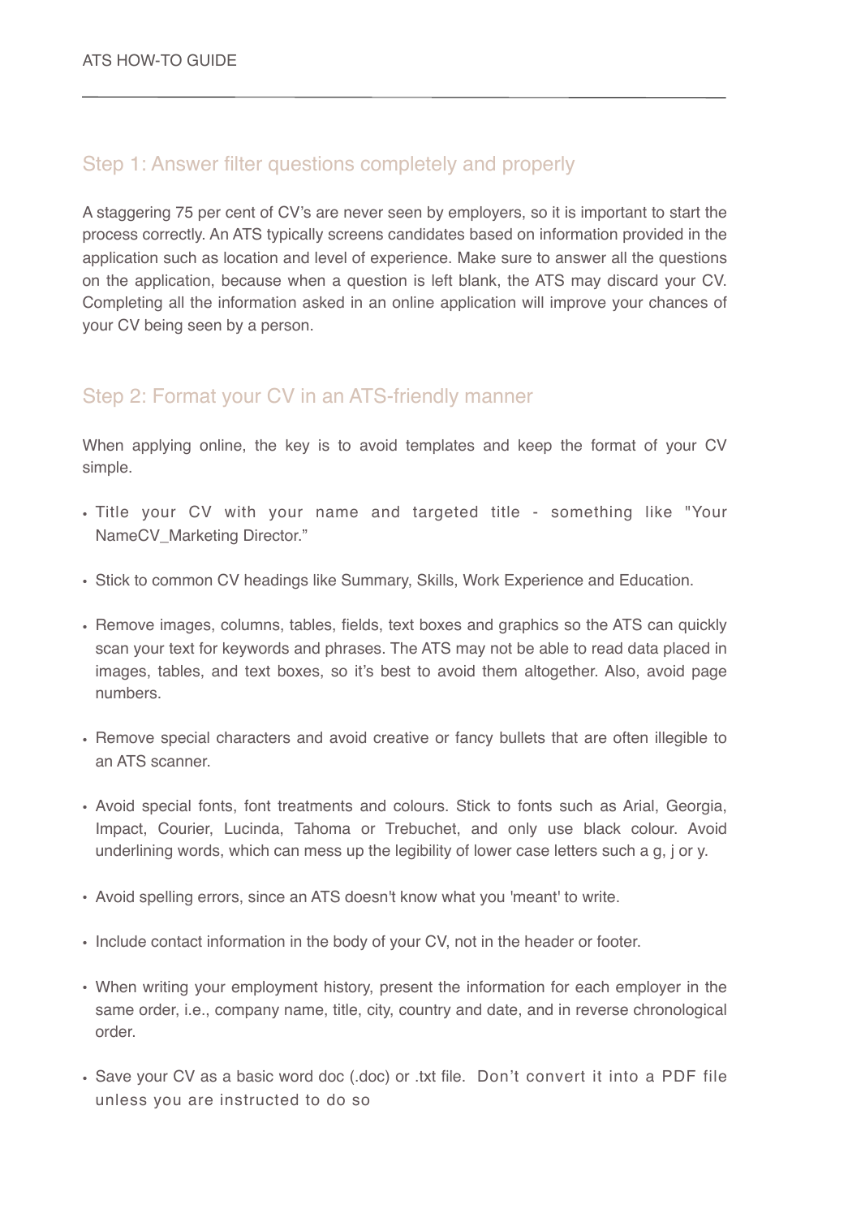## Step 1: Answer filter questions completely and properly

A staggering 75 per cent of CV's are never seen by employers, so it is important to start the process correctly. An ATS typically screens candidates based on information provided in the application such as location and level of experience. Make sure to answer all the questions on the application, because when a question is left blank, the ATS may discard your CV. Completing all the information asked in an online application will improve your chances of your CV being seen by a person.

## Step 2: Format your CV in an ATS-friendly manner

When applying online, the key is to avoid templates and keep the format of your CV simple.

- Title your CV with your name and targeted title - something like "Your NameCV_Marketing Director."
- Stick to common CV headings like Summary, Skills, Work Experience and Education.
- Remove images, columns, tables, fields, text boxes and graphics so the ATS can quickly scan your text for keywords and phrases. The ATS may not be able to read data placed in images, tables, and text boxes, so it's best to avoid them altogether. Also, avoid page numbers.
- Remove special characters and avoid creative or fancy bullets that are often illegible to an ATS scanner.
- Avoid special fonts, font treatments and colours. Stick to fonts such as Arial, Georgia, Impact, Courier, Lucinda, Tahoma or Trebuchet, and only use black colour. Avoid underlining words, which can mess up the legibility of lower case letters such a g, j or y.
- Avoid spelling errors, since an ATS doesn't know what you 'meant' to write.
- Include contact information in the body of your CV, not in the header or footer.
- When writing your employment history, present the information for each employer in the same order, i.e., company name, title, city, country and date, and in reverse chronological order.
- Save your CV as a basic word doc (.doc) or .txt file. Don't convert it into a PDF file unless you are instructed to do so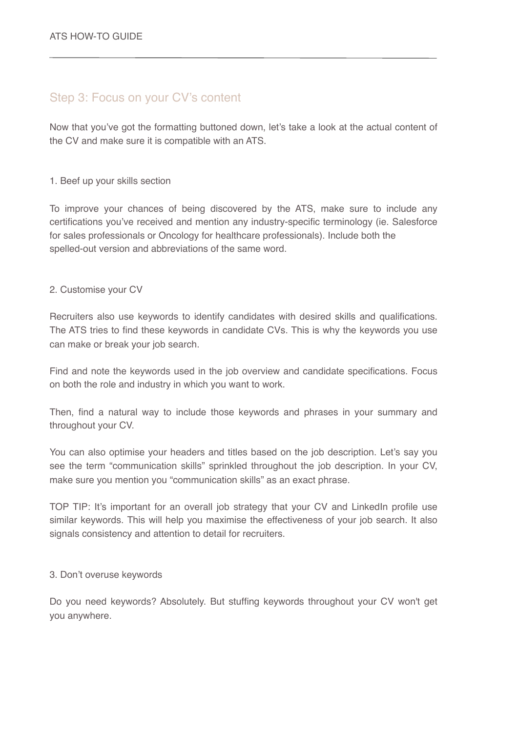## Step 3: Focus on your CV's content

Now that you've got the formatting buttoned down, let's take a look at the actual content of the CV and make sure it is compatible with an ATS.

### 1. Beef up your skills section

To improve your chances of being discovered by the ATS, make sure to include any certifications you've received and mention any industry-specific terminology (ie. Salesforce for sales professionals or Oncology for healthcare professionals). Include both the spelled-out version and abbreviations of the same word.

### 2. Customise your CV

Recruiters also use keywords to identify candidates with desired skills and qualifications. The ATS tries to find these keywords in candidate CVs. This is why the keywords you use can make or break your job search.

Find and note the keywords used in the job overview and candidate specifications. Focus on both the role and industry in which you want to work.

Then, find a natural way to include those keywords and phrases in your summary and throughout your CV.

You can also optimise your headers and titles based on the job description. Let's say you see the term "communication skills" sprinkled throughout the job description. In your CV, make sure you mention you "communication skills" as an exact phrase.

TOP TIP: It's important for an overall job strategy that your CV and LinkedIn profile use similar keywords. This will help you maximise the effectiveness of your job search. It also signals consistency and attention to detail for recruiters.

### 3. Don't overuse keywords

Do you need keywords? Absolutely. But stuffing keywords throughout your CV won't get you anywhere.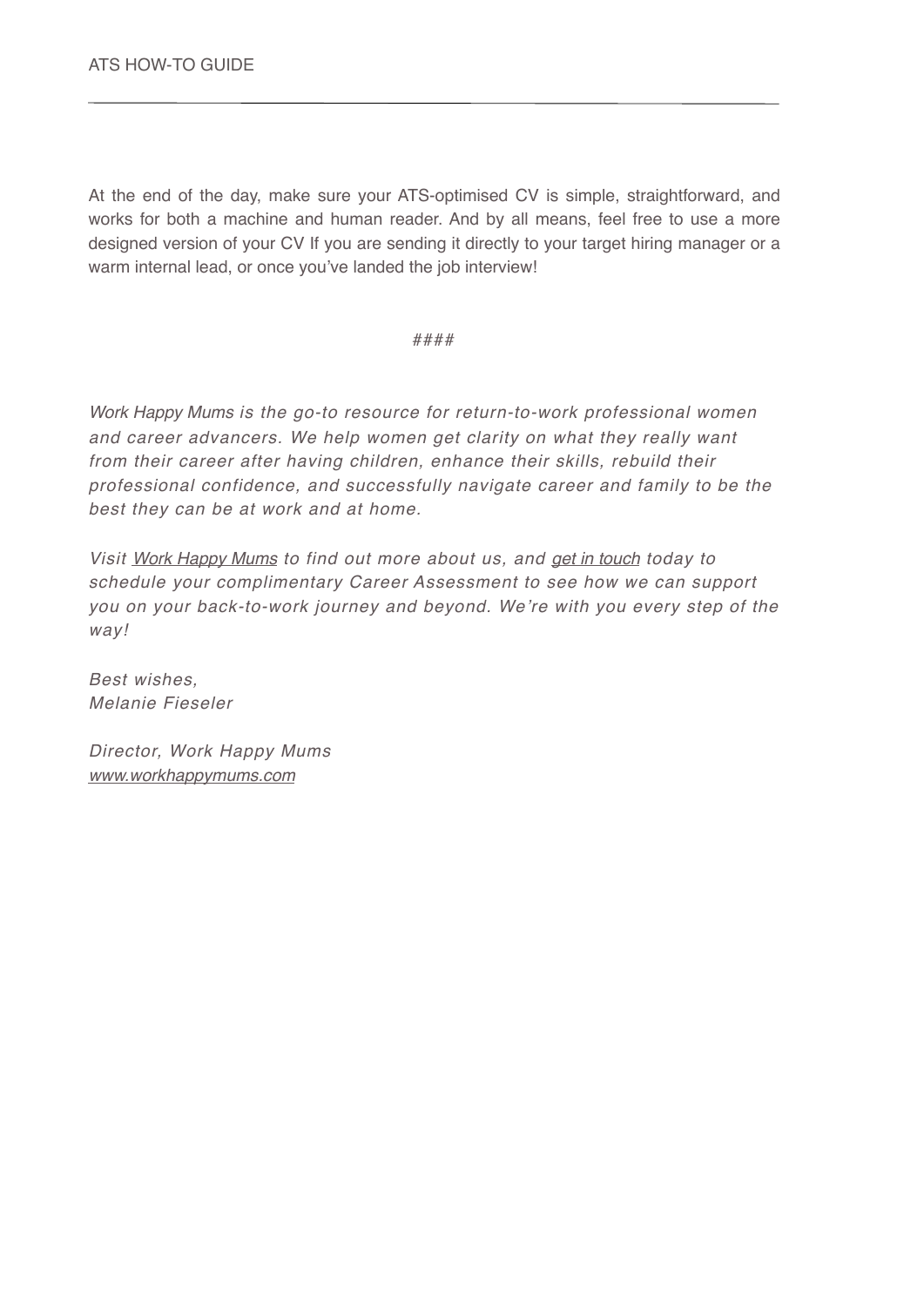At the end of the day, make sure your ATS-optimised CV is simple, straightforward, and works for both a machine and human reader. And by all means, feel free to use a more designed version of your CV If you are sending it directly to your target hiring manager or a warm internal lead, or once you've landed the job interview!

*####*

*Work Happy Mums is the go-to resource for return-to-work professional women and career advancers. We help women get clarity on what they really want from their career after having children, enhance their skills, rebuild their professional confidence, and successfully navigate career and family to be the best they can be at work and at home.*

*Visit Work Happy Mums to find out more about us, and get in touch today to schedule your complimentary Career Assessment to see how we can support you on your back-to-work journey and beyond. We're with you every step of the way!*

*Best wishes,*
*Melanie Fieseler*

*Director, Work Happy Mums*
*www.workhappymums.com*